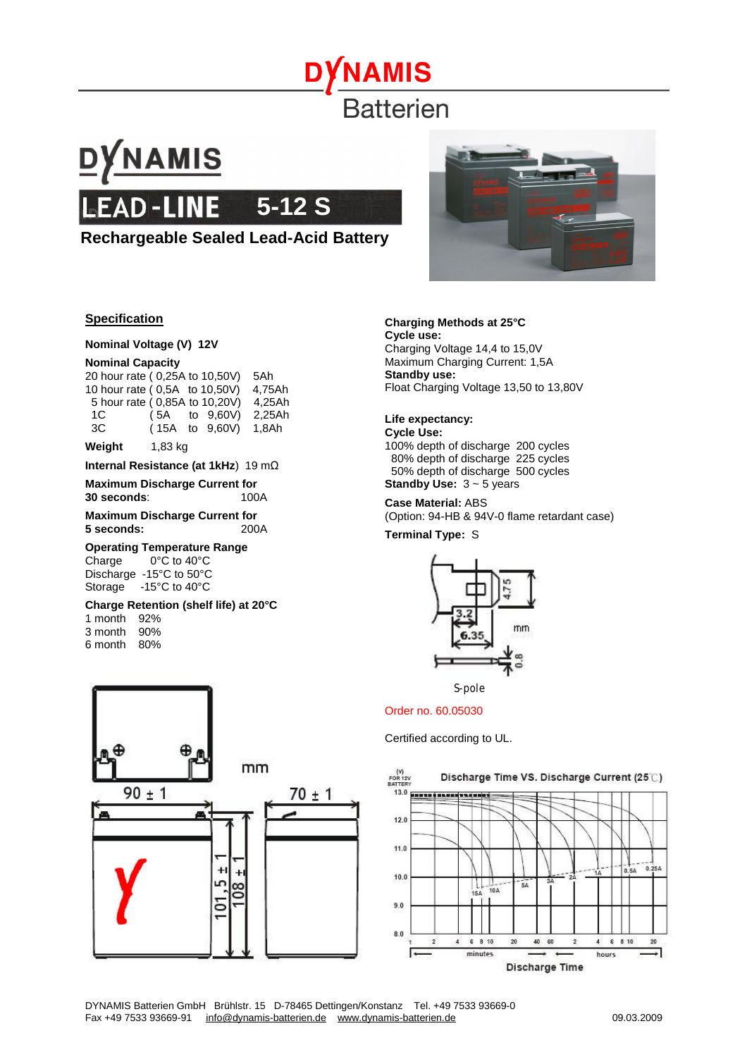# DYNAMIS Batterien

# DYNAMIS LEAD-LINE 5-12 S

## Rechargeable Sealed Lead-Acid Battery

### Specification

**Nominal Voltage (V) 12V**

**Nominal Capacity**

| | |
|---|---|
| 20 hour rate ( 0,25A to 10,50V) | 5Ah |
| 10 hour rate ( 0,5A to 10,50V) | 4,75Ah |
| 5 hour rate ( 0,85A to 10,20V) | 4,25Ah |
| 1C ( 5A to 9,60V) | 2,25Ah |
| 3C ( 15A to 9,60V) | 1,8Ah |

**Weight** 1,83 kg

**Internal Resistance (at 1kHz)** 19 mΩ

**Maximum Discharge Current for 30 seconds**: 100A

**Maximum Discharge Current for 5 seconds:** 200A

**Operating Temperature Range**

Charge 0°C to 40°C
Discharge -15°C to 50°C
Storage -15°C to 40°C

**Charge Retention (shelf life) at 20°C**

1 month 92%
3 month 90%
6 month 80%

mm

90 ± 1 — 70 ± 1 — 101,5 ± 1 — 108 ± 1

**Charging Methods at 25°C**
**Cycle use:**
Charging Voltage 14,4 to 15,0V
Maximum Charging Current: 1,5A
**Standby use:**
Float Charging Voltage 13,50 to 13,80V

**Life expectancy:**
**Cycle Use:**
100% depth of discharge 200 cycles
80% depth of discharge 225 cycles
50% depth of discharge 500 cycles
**Standby Use:** 3 ~ 5 years

**Case Material:** ABS
(Option: 94-HB & 94V-0 flame retardant case)

**Terminal Type:** S

4,75 — 3.2 — 6.35 — 0.8 — mm

S-pole

Order no. 60.05030

Certified according to UL.

Discharge Time VS. Discharge Current (25°C)

(V) FOR 12V BATTERY: 13.0, 12.0, 11.0, 10.0, 9.0, 8.0

Curves: 15A, 10A, 5A, 3A, 2A, 1A, 0.5A, 0.25A

Discharge Time: 1, 2, 4, 6, 8, 10, 20, 40, 60 minutes; 2, 4, 6, 8, 10, 20 hours

DYNAMIS Batterien GmbH Brühlstr. 15 D-78465 Dettingen/Konstanz Tel. +49 7533 93669-0
Fax +49 7533 93669-91 info@dynamis-batterien.de www.dynamis-batterien.de 09.03.2009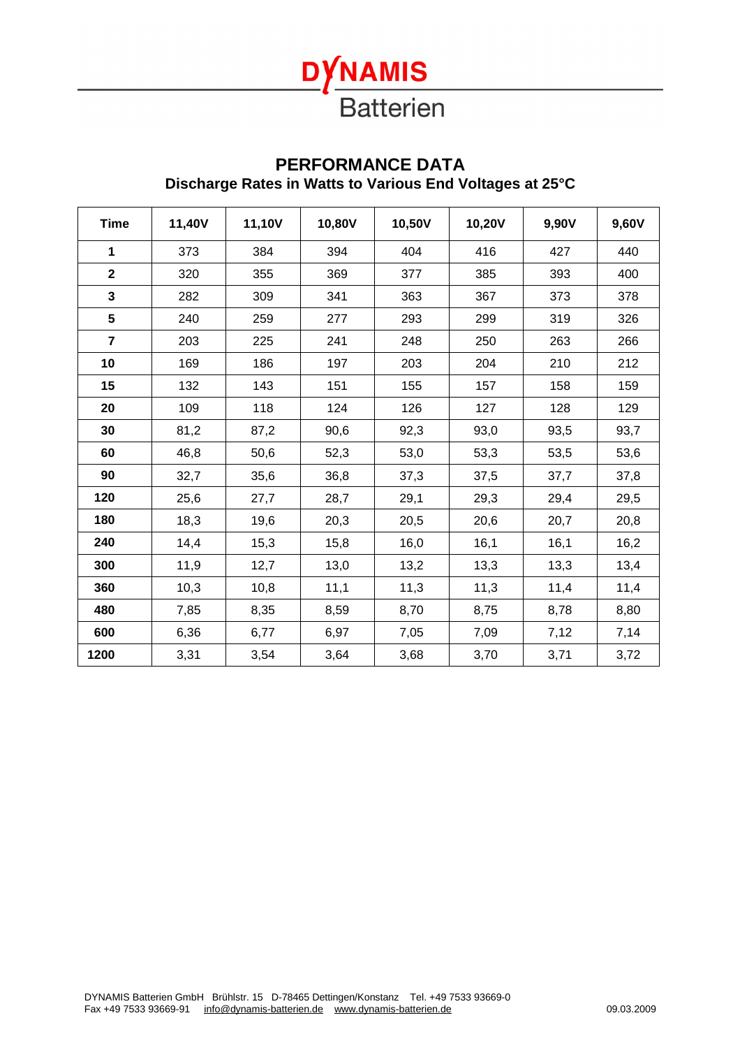DYNAMIS Batterien

## PERFORMANCE DATA

### Discharge Rates in Watts to Various End Voltages at 25°C

| Time | 11,40V | 11,10V | 10,80V | 10,50V | 10,20V | 9,90V | 9,60V |
|---|---|---|---|---|---|---|---|
| **1** | 373 | 384 | 394 | 404 | 416 | 427 | 440 |
| **2** | 320 | 355 | 369 | 377 | 385 | 393 | 400 |
| **3** | 282 | 309 | 341 | 363 | 367 | 373 | 378 |
| **5** | 240 | 259 | 277 | 293 | 299 | 319 | 326 |
| **7** | 203 | 225 | 241 | 248 | 250 | 263 | 266 |
| **10** | 169 | 186 | 197 | 203 | 204 | 210 | 212 |
| **15** | 132 | 143 | 151 | 155 | 157 | 158 | 159 |
| **20** | 109 | 118 | 124 | 126 | 127 | 128 | 129 |
| **30** | 81,2 | 87,2 | 90,6 | 92,3 | 93,0 | 93,5 | 93,7 |
| **60** | 46,8 | 50,6 | 52,3 | 53,0 | 53,3 | 53,5 | 53,6 |
| **90** | 32,7 | 35,6 | 36,8 | 37,3 | 37,5 | 37,7 | 37,8 |
| **120** | 25,6 | 27,7 | 28,7 | 29,1 | 29,3 | 29,4 | 29,5 |
| **180** | 18,3 | 19,6 | 20,3 | 20,5 | 20,6 | 20,7 | 20,8 |
| **240** | 14,4 | 15,3 | 15,8 | 16,0 | 16,1 | 16,1 | 16,2 |
| **300** | 11,9 | 12,7 | 13,0 | 13,2 | 13,3 | 13,3 | 13,4 |
| **360** | 10,3 | 10,8 | 11,1 | 11,3 | 11,3 | 11,4 | 11,4 |
| **480** | 7,85 | 8,35 | 8,59 | 8,70 | 8,75 | 8,78 | 8,80 |
| **600** | 6,36 | 6,77 | 6,97 | 7,05 | 7,09 | 7,12 | 7,14 |
| **1200** | 3,31 | 3,54 | 3,64 | 3,68 | 3,70 | 3,71 | 3,72 |

DYNAMIS Batterien GmbH Brühlstr. 15 D-78465 Dettingen/Konstanz Tel. +49 7533 93669-0
Fax +49 7533 93669-91 info@dynamis-batterien.de www.dynamis-batterien.de 09.03.2009